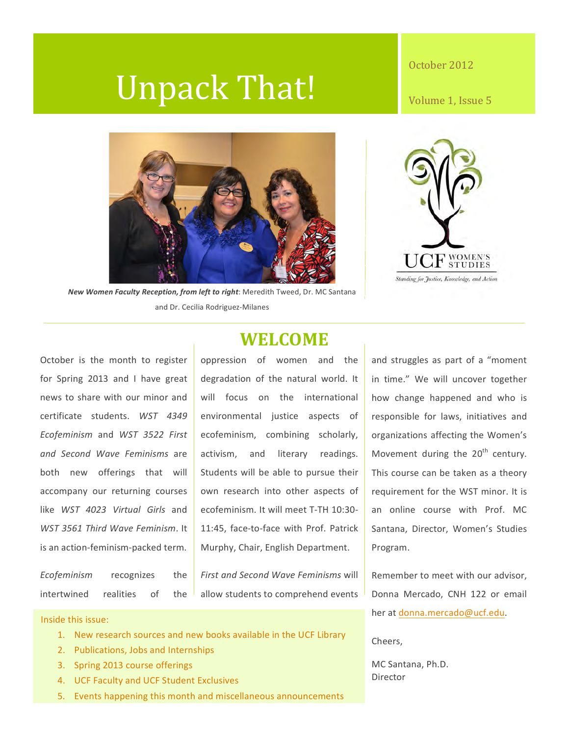# Unpack That!

October 2012

Volume 1, Issue 5

***New Women Faculty Reception, from left to right***: Meredith Tweed, Dr. MC Santana and Dr. Cecilia Rodriguez-Milanes

UCF WOMEN'S STUDIES

*Standing for Justice, Knowledge, and Action*

## WELCOME

October is the month to register for Spring 2013 and I have great news to share with our minor and certificate students. *WST 4349 Ecofeminism* and *WST 3522 First and Second Wave Feminisms* are both new offerings that will accompany our returning courses like *WST 4023 Virtual Girls* and *WST 3561 Third Wave Feminism*. It is an action-feminism-packed term.

*Ecofeminism* recognizes the intertwined realities of the oppression of women and the degradation of the natural world. It will focus on the international environmental justice aspects of ecofeminism, combining scholarly, activism, and literary readings. Students will be able to pursue their own research into other aspects of ecofeminism. It will meet T-TH 10:30-11:45, face-to-face with Prof. Patrick Murphy, Chair, English Department.

*First and Second Wave Feminisms* will allow students to comprehend events and struggles as part of a "moment in time." We will uncover together how change happened and who is responsible for laws, initiatives and organizations affecting the Women's Movement during the 20th century. This course can be taken as a theory requirement for the WST minor. It is an online course with Prof. MC Santana, Director, Women's Studies Program.

Remember to meet with our advisor, Donna Mercado, CNH 122 or email her at donna.mercado@ucf.edu.

Cheers,

MC Santana, Ph.D.
Director

Inside this issue:

1. New research sources and new books available in the UCF Library
2. Publications, Jobs and Internships
3. Spring 2013 course offerings
4. UCF Faculty and UCF Student Exclusives
5. Events happening this month and miscellaneous announcements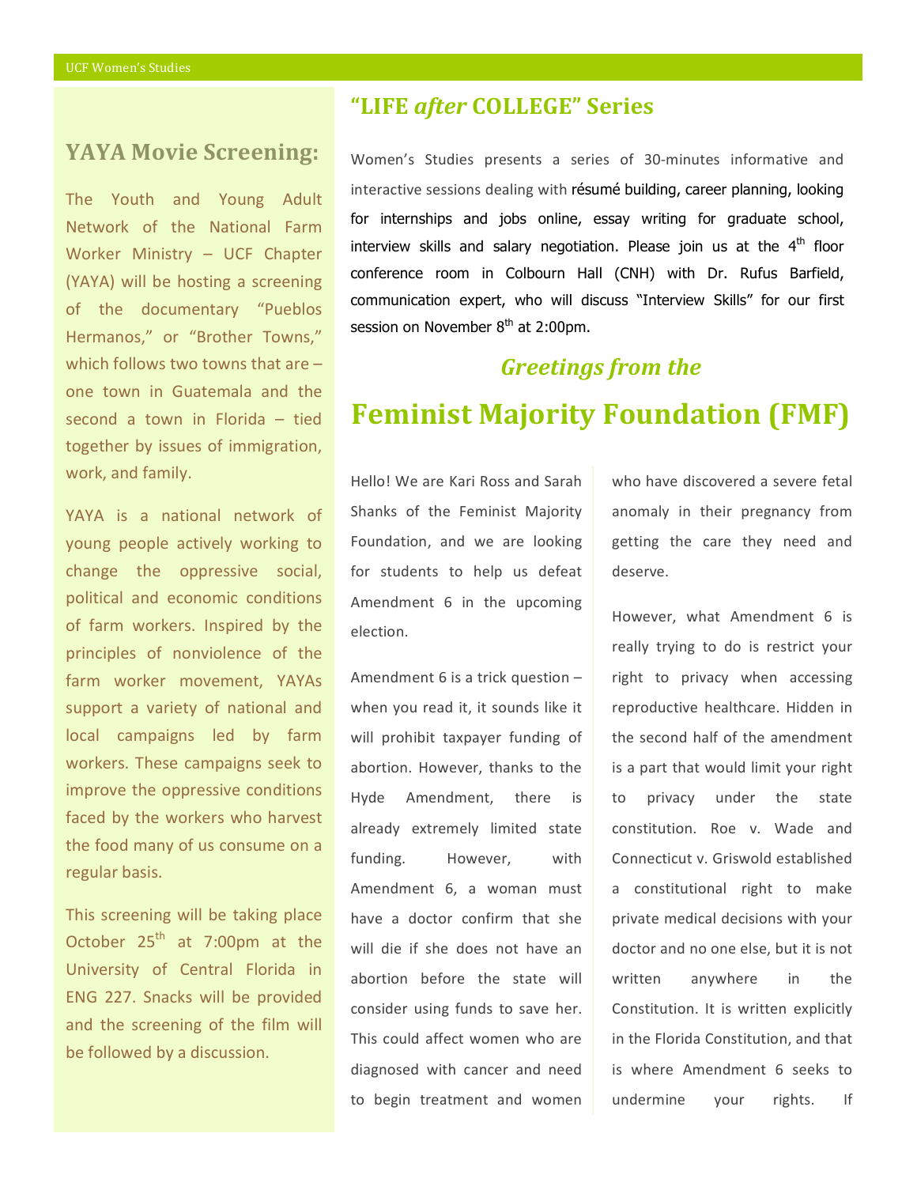## YAYA Movie Screening:

The Youth and Young Adult Network of the National Farm Worker Ministry – UCF Chapter (YAYA) will be hosting a screening of the documentary "Pueblos Hermanos," or "Brother Towns," which follows two towns that are – one town in Guatemala and the second a town in Florida – tied together by issues of immigration, work, and family.

YAYA is a national network of young people actively working to change the oppressive social, political and economic conditions of farm workers. Inspired by the principles of nonviolence of the farm worker movement, YAYAs support a variety of national and local campaigns led by farm workers. These campaigns seek to improve the oppressive conditions faced by the workers who harvest the food many of us consume on a regular basis.

This screening will be taking place October 25th at 7:00pm at the University of Central Florida in ENG 227. Snacks will be provided and the screening of the film will be followed by a discussion.

## "LIFE *after* COLLEGE" Series

Women's Studies presents a series of 30-minutes informative and interactive sessions dealing with résumé building, career planning, looking for internships and jobs online, essay writing for graduate school, interview skills and salary negotiation. Please join us at the 4th floor conference room in Colbourn Hall (CNH) with Dr. Rufus Barfield, communication expert, who will discuss "Interview Skills" for our first session on November 8th at 2:00pm.

### *Greetings from the*

# Feminist Majority Foundation (FMF)

Hello! We are Kari Ross and Sarah Shanks of the Feminist Majority Foundation, and we are looking for students to help us defeat Amendment 6 in the upcoming election.

Amendment 6 is a trick question – when you read it, it sounds like it will prohibit taxpayer funding of abortion. However, thanks to the Hyde Amendment, there is already extremely limited state funding. However, with Amendment 6, a woman must have a doctor confirm that she will die if she does not have an abortion before the state will consider using funds to save her. This could affect women who are diagnosed with cancer and need to begin treatment and women who have discovered a severe fetal anomaly in their pregnancy from getting the care they need and deserve.

However, what Amendment 6 is really trying to do is restrict your right to privacy when accessing reproductive healthcare. Hidden in the second half of the amendment is a part that would limit your right to privacy under the state constitution. Roe v. Wade and Connecticut v. Griswold established a constitutional right to make private medical decisions with your doctor and no one else, but it is not written anywhere in the Constitution. It is written explicitly in the Florida Constitution, and that is where Amendment 6 seeks to undermine your rights. If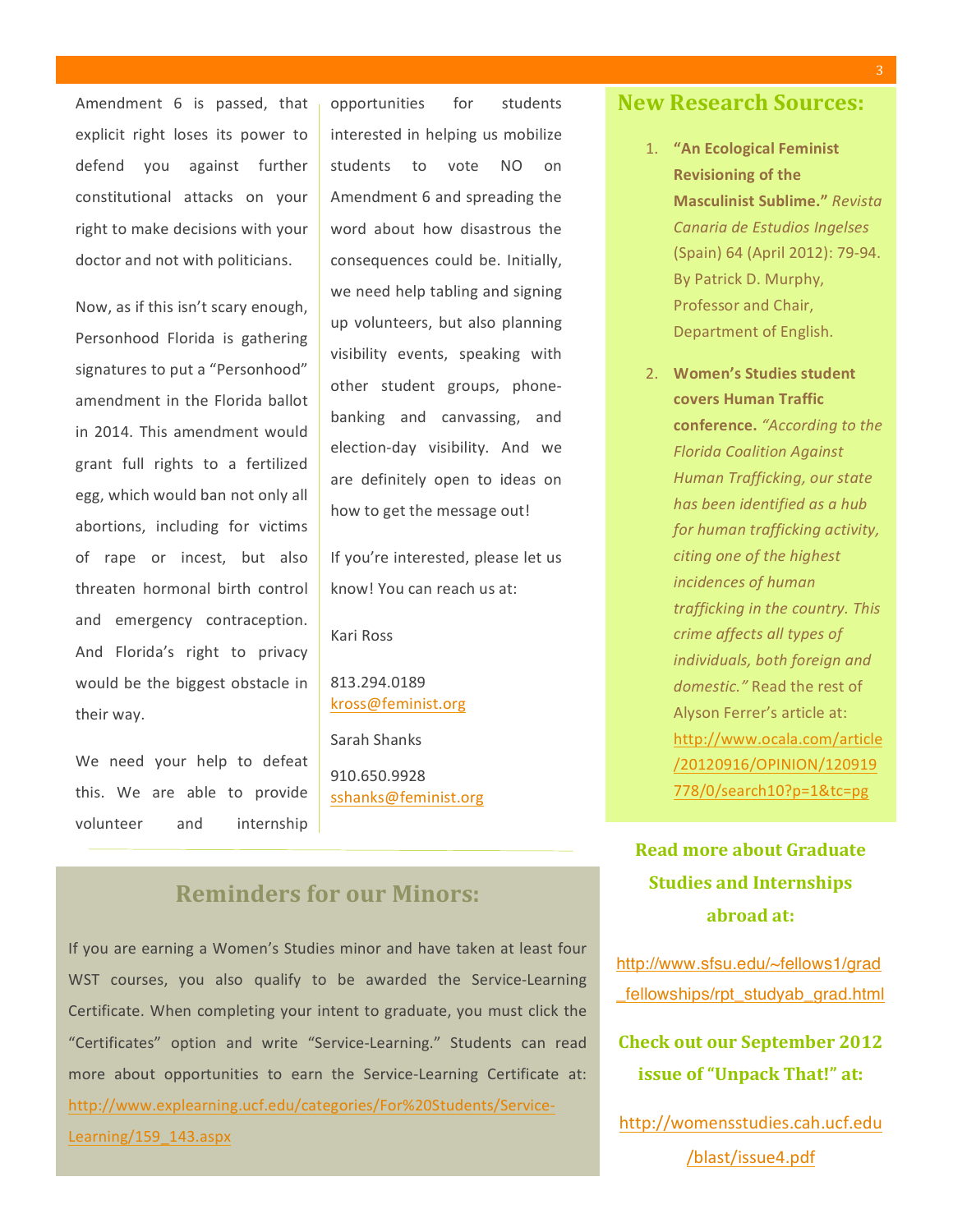Amendment 6 is passed, that explicit right loses its power to defend you against further constitutional attacks on your right to make decisions with your doctor and not with politicians.

Now, as if this isn't scary enough, Personhood Florida is gathering signatures to put a "Personhood" amendment in the Florida ballot in 2014. This amendment would grant full rights to a fertilized egg, which would ban not only all abortions, including for victims of rape or incest, but also threaten hormonal birth control and emergency contraception. And Florida's right to privacy would be the biggest obstacle in their way.

We need your help to defeat this. We are able to provide volunteer and internship opportunities for students interested in helping us mobilize students to vote NO on Amendment 6 and spreading the word about how disastrous the consequences could be. Initially, we need help tabling and signing up volunteers, but also planning visibility events, speaking with other student groups, phone-banking and canvassing, and election-day visibility. And we are definitely open to ideas on how to get the message out!

If you're interested, please let us know! You can reach us at:

Kari Ross

813.294.0189
kross@feminist.org

Sarah Shanks

910.650.9928
sshanks@feminist.org

## Reminders for our Minors:

If you are earning a Women's Studies minor and have taken at least four WST courses, you also qualify to be awarded the Service-Learning Certificate. When completing your intent to graduate, you must click the "Certificates" option and write "Service-Learning." Students can read more about opportunities to earn the Service-Learning Certificate at: http://www.explearning.ucf.edu/categories/For%20Students/Service-Learning/159_143.aspx

## New Research Sources:

1. **"An Ecological Feminist Revisioning of the Masculinist Sublime."** *Revista Canaria de Estudios Ingelses* (Spain) 64 (April 2012): 79-94. By Patrick D. Murphy, Professor and Chair, Department of English.
2. **Women's Studies student covers Human Traffic conference.** *"According to the Florida Coalition Against Human Trafficking, our state has been identified as a hub for human trafficking activity, citing one of the highest incidences of human trafficking in the country. This crime affects all types of individuals, both foreign and domestic."* Read the rest of Alyson Ferrer's article at: http://www.ocala.com/article/20120916/OPINION/120919778/0/search10?p=1&tc=pg

**Read more about Graduate Studies and Internships abroad at:**

http://www.sfsu.edu/~fellows1/grad_fellowships/rpt_studyab_grad.html

**Check out our September 2012 issue of "Unpack That!" at:**

http://womensstudies.cah.ucf.edu/blast/issue4.pdf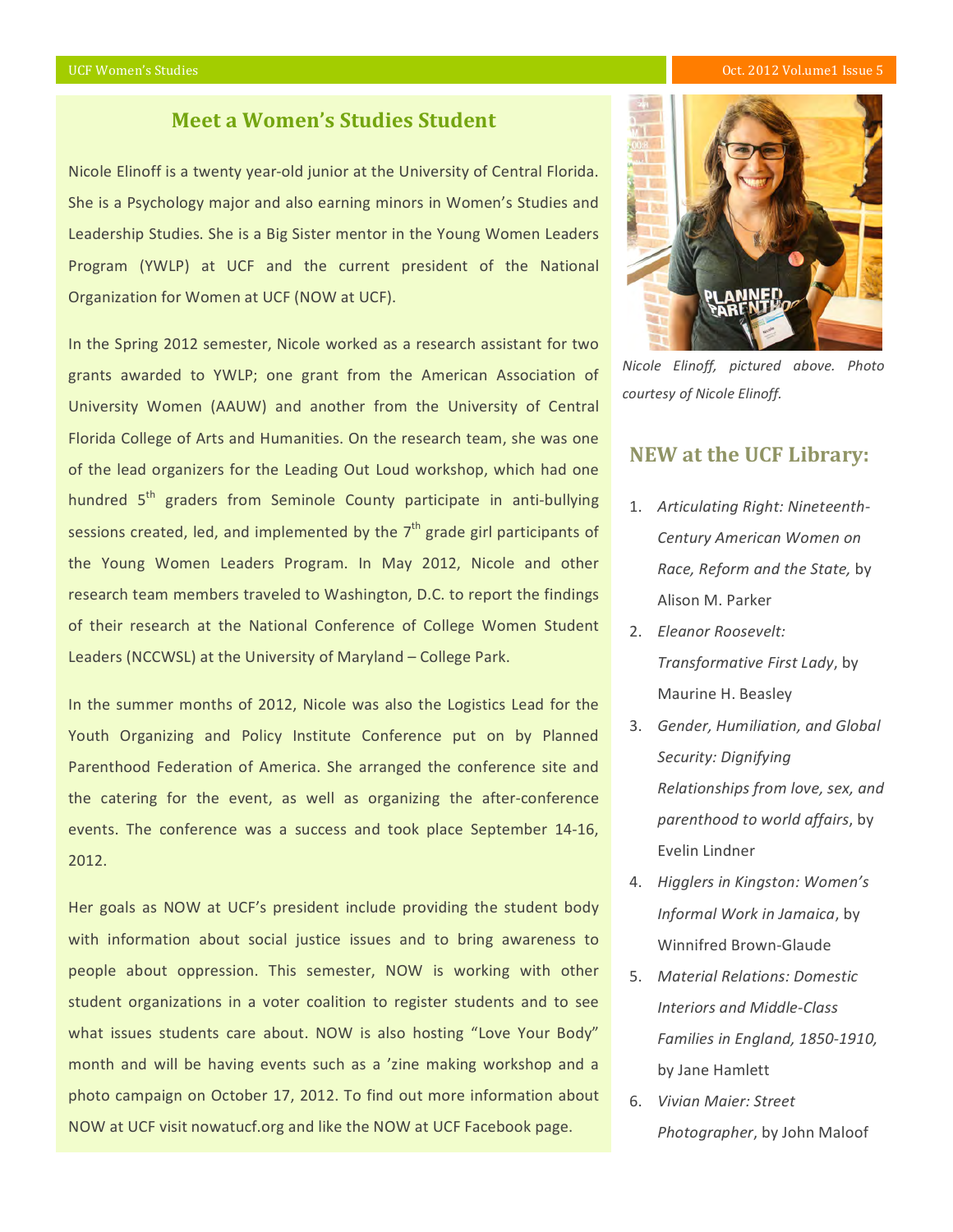## Meet a Women's Studies Student

Nicole Elinoff is a twenty year-old junior at the University of Central Florida. She is a Psychology major and also earning minors in Women's Studies and Leadership Studies. She is a Big Sister mentor in the Young Women Leaders Program (YWLP) at UCF and the current president of the National Organization for Women at UCF (NOW at UCF).

In the Spring 2012 semester, Nicole worked as a research assistant for two grants awarded to YWLP; one grant from the American Association of University Women (AAUW) and another from the University of Central Florida College of Arts and Humanities. On the research team, she was one of the lead organizers for the Leading Out Loud workshop, which had one hundred 5th graders from Seminole County participate in anti-bullying sessions created, led, and implemented by the 7th grade girl participants of the Young Women Leaders Program. In May 2012, Nicole and other research team members traveled to Washington, D.C. to report the findings of their research at the National Conference of College Women Student Leaders (NCCWSL) at the University of Maryland – College Park.

In the summer months of 2012, Nicole was also the Logistics Lead for the Youth Organizing and Policy Institute Conference put on by Planned Parenthood Federation of America. She arranged the conference site and the catering for the event, as well as organizing the after-conference events. The conference was a success and took place September 14-16, 2012.

Her goals as NOW at UCF's president include providing the student body with information about social justice issues and to bring awareness to people about oppression. This semester, NOW is working with other student organizations in a voter coalition to register students and to see what issues students care about. NOW is also hosting "Love Your Body" month and will be having events such as a 'zine making workshop and a photo campaign on October 17, 2012. To find out more information about NOW at UCF visit nowatucf.org and like the NOW at UCF Facebook page.

*Nicole Elinoff, pictured above. Photo courtesy of Nicole Elinoff.*

## NEW at the UCF Library:

1. *Articulating Right: Nineteenth-Century American Women on Race, Reform and the State,* by Alison M. Parker
2. *Eleanor Roosevelt: Transformative First Lady*, by Maurine H. Beasley
3. *Gender, Humiliation, and Global Security: Dignifying Relationships from love, sex, and parenthood to world affairs*, by Evelin Lindner
4. *Higglers in Kingston: Women's Informal Work in Jamaica*, by Winnifred Brown-Glaude
5. *Material Relations: Domestic Interiors and Middle-Class Families in England, 1850-1910,* by Jane Hamlett
6. *Vivian Maier: Street Photographer*, by John Maloof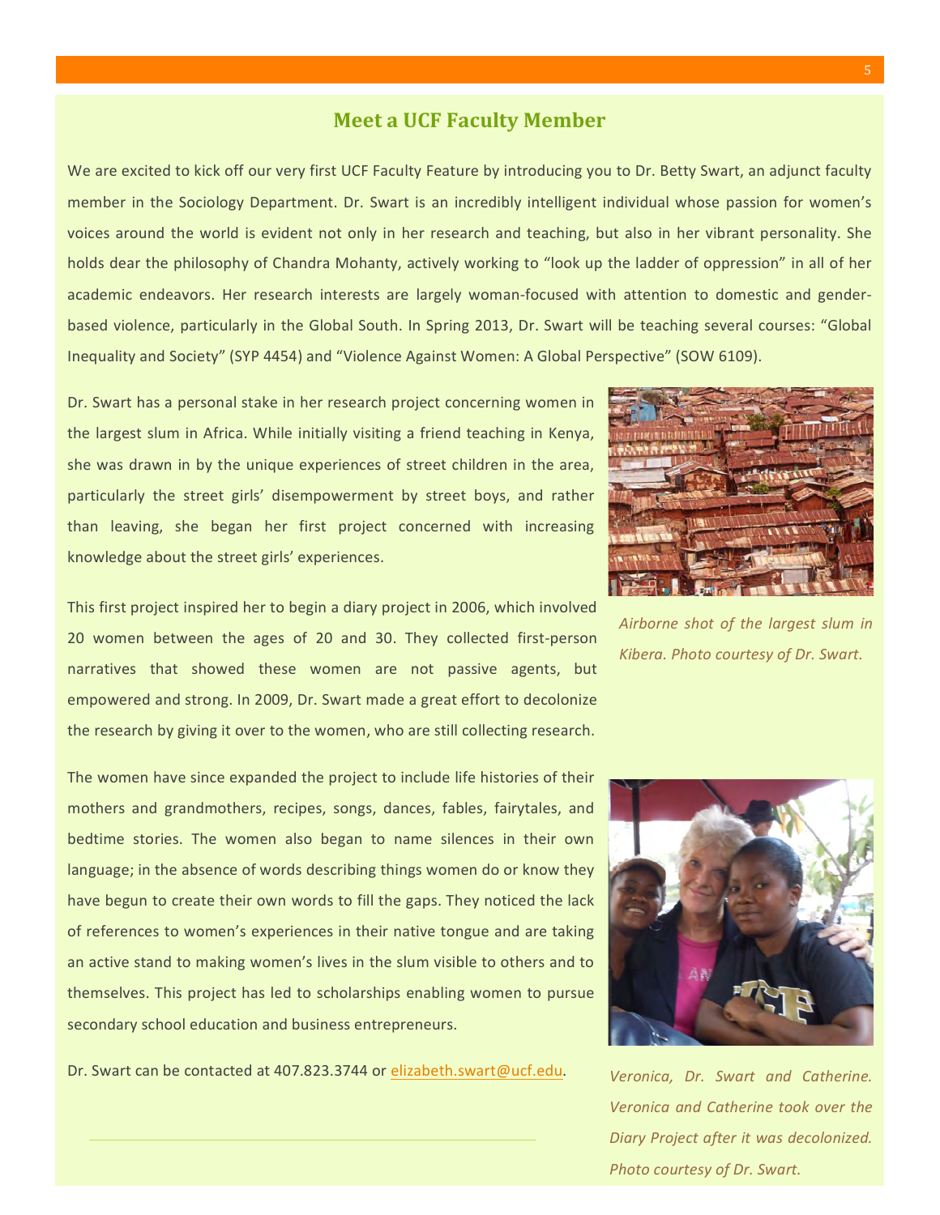## Meet a UCF Faculty Member

We are excited to kick off our very first UCF Faculty Feature by introducing you to Dr. Betty Swart, an adjunct faculty member in the Sociology Department. Dr. Swart is an incredibly intelligent individual whose passion for women's voices around the world is evident not only in her research and teaching, but also in her vibrant personality. She holds dear the philosophy of Chandra Mohanty, actively working to "look up the ladder of oppression" in all of her academic endeavors. Her research interests are largely woman-focused with attention to domestic and gender-based violence, particularly in the Global South. In Spring 2013, Dr. Swart will be teaching several courses: "Global Inequality and Society" (SYP 4454) and "Violence Against Women: A Global Perspective" (SOW 6109).

Dr. Swart has a personal stake in her research project concerning women in the largest slum in Africa. While initially visiting a friend teaching in Kenya, she was drawn in by the unique experiences of street children in the area, particularly the street girls' disempowerment by street boys, and rather than leaving, she began her first project concerned with increasing knowledge about the street girls' experiences.

*Airborne shot of the largest slum in Kibera. Photo courtesy of Dr. Swart.*

This first project inspired her to begin a diary project in 2006, which involved 20 women between the ages of 20 and 30. They collected first-person narratives that showed these women are not passive agents, but empowered and strong. In 2009, Dr. Swart made a great effort to decolonize the research by giving it over to the women, who are still collecting research.

The women have since expanded the project to include life histories of their mothers and grandmothers, recipes, songs, dances, fables, fairytales, and bedtime stories. The women also began to name silences in their own language; in the absence of words describing things women do or know they have begun to create their own words to fill the gaps. They noticed the lack of references to women's experiences in their native tongue and are taking an active stand to making women's lives in the slum visible to others and to themselves. This project has led to scholarships enabling women to pursue secondary school education and business entrepreneurs.

Dr. Swart can be contacted at 407.823.3744 or elizabeth.swart@ucf.edu.

*Veronica, Dr. Swart and Catherine. Veronica and Catherine took over the Diary Project after it was decolonized. Photo courtesy of Dr. Swart.*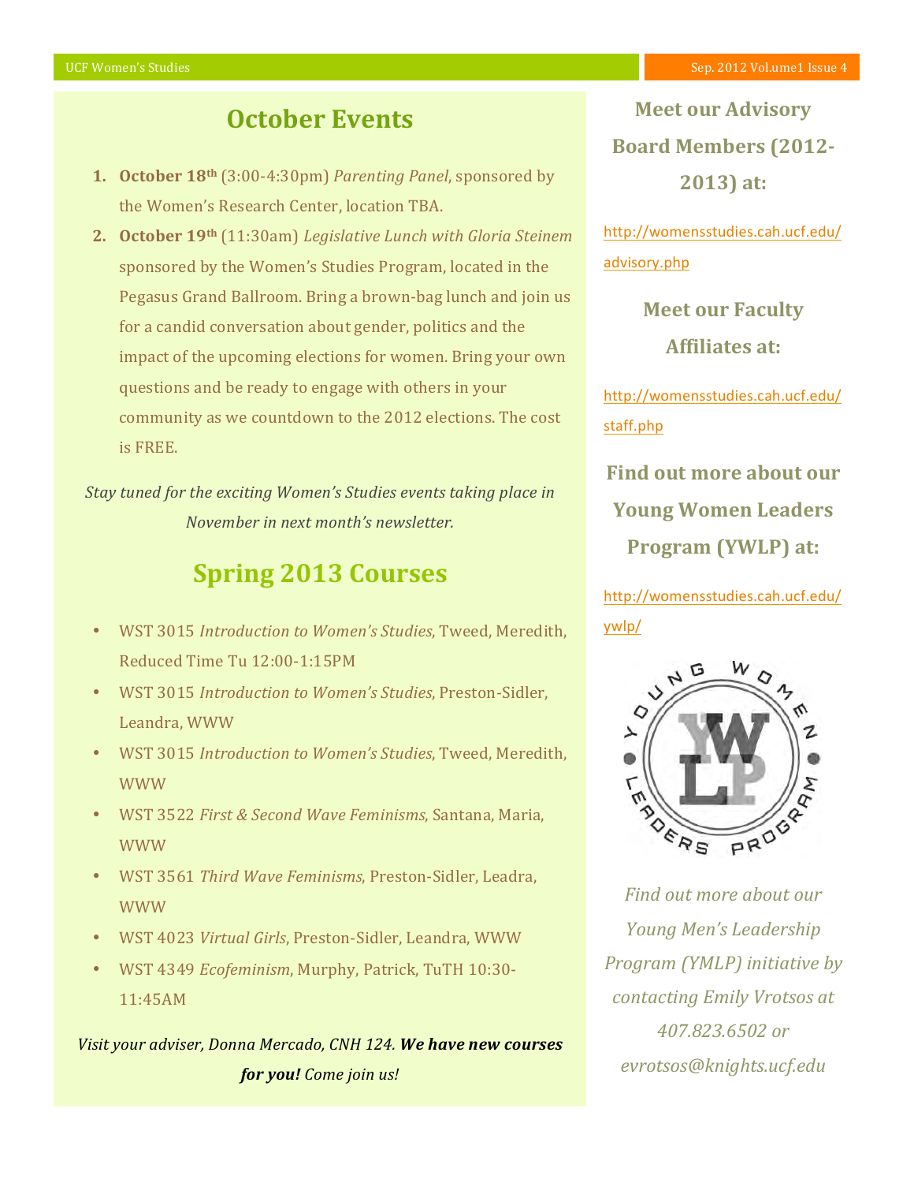## October Events

1. **October 18th** (3:00-4:30pm) *Parenting Panel*, sponsored by the Women's Research Center, location TBA.
2. **October 19th** (11:30am) *Legislative Lunch with Gloria Steinem* sponsored by the Women's Studies Program, located in the Pegasus Grand Ballroom. Bring a brown-bag lunch and join us for a candid conversation about gender, politics and the impact of the upcoming elections for women. Bring your own questions and be ready to engage with others in your community as we countdown to the 2012 elections. The cost is FREE.

*Stay tuned for the exciting Women's Studies events taking place in November in next month's newsletter.*

## Spring 2013 Courses

- WST 3015 *Introduction to Women's Studies*, Tweed, Meredith, Reduced Time Tu 12:00-1:15PM
- WST 3015 *Introduction to Women's Studies*, Preston-Sidler, Leandra, WWW
- WST 3015 *Introduction to Women's Studies*, Tweed, Meredith, WWW
- WST 3522 *First & Second Wave Feminisms*, Santana, Maria, WWW
- WST 3561 *Third Wave Feminisms*, Preston-Sidler, Leadra, WWW
- WST 4023 *Virtual Girls*, Preston-Sidler, Leandra, WWW
- WST 4349 *Ecofeminism*, Murphy, Patrick, TuTH 10:30-11:45AM

*Visit your adviser, Donna Mercado, CNH 124.* ***We have new courses for you!*** *Come join us!*

### Meet our Advisory Board Members (2012-2013) at:

http://womensstudies.cah.ucf.edu/advisory.php

### Meet our Faculty Affiliates at:

http://womensstudies.cah.ucf.edu/staff.php

### Find out more about our Young Women Leaders Program (YWLP) at:

http://womensstudies.cah.ucf.edu/ywlp/

*Find out more about our Young Men's Leadership Program (YMLP) initiative by contacting Emily Vrotsos at 407.823.6502 or evrotsos@knights.ucf.edu*